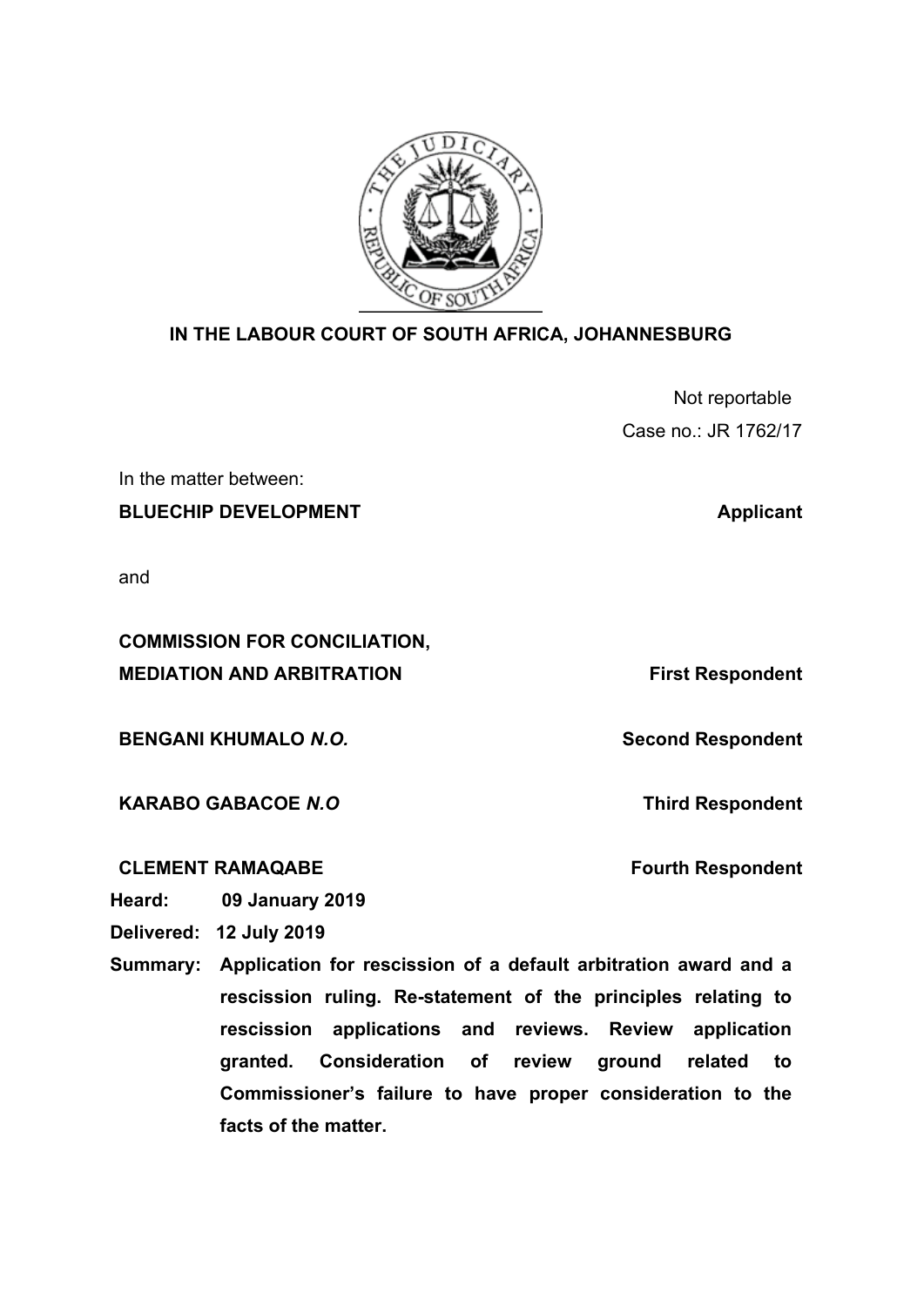**IN THE LABOUR COURT OF SOUTH AFRICA, JOHANNESBURG**

Not reportable

Case no.: JR 1762/17

In the matter between:

**BLUECHIP DEVELOPMENT** **Applicant**

and

**COMMISSION FOR CONCILIATION, MEDIATION AND ARBITRATION** **First Respondent**

**BENGANI KHUMALO *N.O.*** **Second Respondent**

**KARABO GABACOE *N.O*** **Third Respondent**

**CLEMENT RAMAQABE** **Fourth Respondent**

**Heard:** **09 January 2019**

**Delivered:** **12 July 2019**

**Summary:** **Application for rescission of a default arbitration award and a rescission ruling. Re-statement of the principles relating to rescission applications and reviews. Review application granted. Consideration of review ground related to Commissioner's failure to have proper consideration to the facts of the matter.**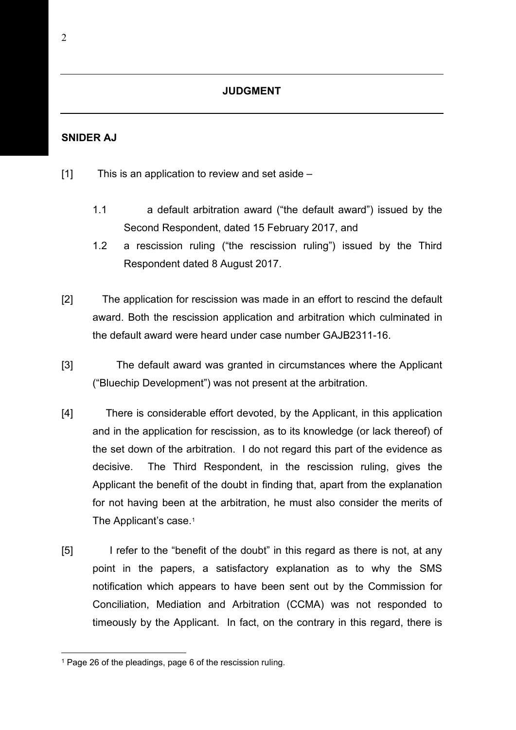## JUDGMENT

**SNIDER AJ**

[1] This is an application to review and set aside –

1.1 a default arbitration award ("the default award") issued by the Second Respondent, dated 15 February 2017, and

1.2 a rescission ruling ("the rescission ruling") issued by the Third Respondent dated 8 August 2017.

[2] The application for rescission was made in an effort to rescind the default award. Both the rescission application and arbitration which culminated in the default award were heard under case number GAJB2311-16.

[3] The default award was granted in circumstances where the Applicant ("Bluechip Development") was not present at the arbitration.

[4] There is considerable effort devoted, by the Applicant, in this application and in the application for rescission, as to its knowledge (or lack thereof) of the set down of the arbitration. I do not regard this part of the evidence as decisive. The Third Respondent, in the rescission ruling, gives the Applicant the benefit of the doubt in finding that, apart from the explanation for not having been at the arbitration, he must also consider the merits of The Applicant's case.[1]

[5] I refer to the "benefit of the doubt" in this regard as there is not, at any point in the papers, a satisfactory explanation as to why the SMS notification which appears to have been sent out by the Commission for Conciliation, Mediation and Arbitration (CCMA) was not responded to timeously by the Applicant. In fact, on the contrary in this regard, there is

---

[1] Page 26 of the pleadings, page 6 of the rescission ruling.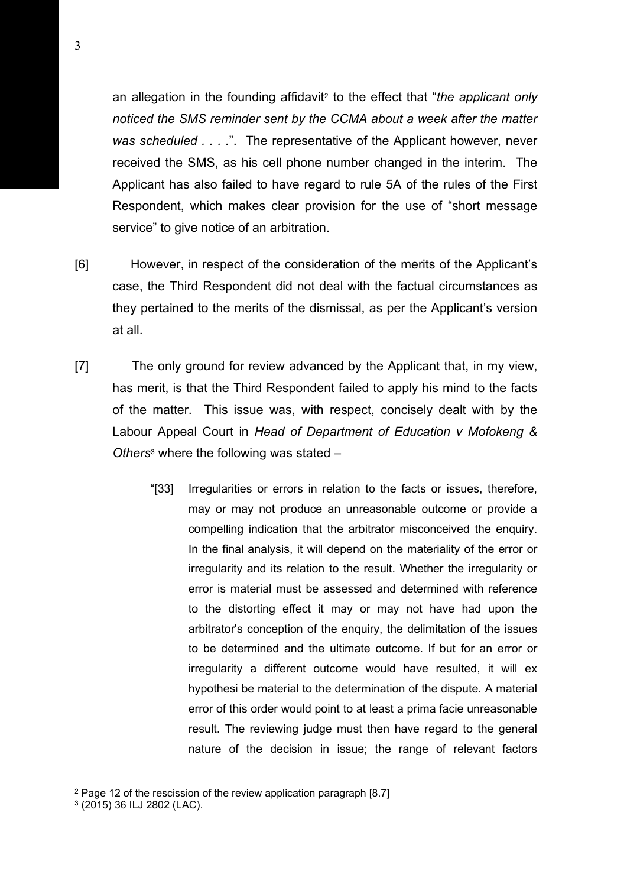an allegation in the founding affidavit[2] to the effect that "*the applicant only noticed the SMS reminder sent by the CCMA about a week after the matter was scheduled . . . .*". The representative of the Applicant however, never received the SMS, as his cell phone number changed in the interim. The Applicant has also failed to have regard to rule 5A of the rules of the First Respondent, which makes clear provision for the use of "short message service" to give notice of an arbitration.

[6] However, in respect of the consideration of the merits of the Applicant's case, the Third Respondent did not deal with the factual circumstances as they pertained to the merits of the dismissal, as per the Applicant's version at all.

[7] The only ground for review advanced by the Applicant that, in my view, has merit, is that the Third Respondent failed to apply his mind to the facts of the matter. This issue was, with respect, concisely dealt with by the Labour Appeal Court in *Head of Department of Education v Mofokeng & Others*[3] where the following was stated –

> "[33] Irregularities or errors in relation to the facts or issues, therefore, may or may not produce an unreasonable outcome or provide a compelling indication that the arbitrator misconceived the enquiry. In the final analysis, it will depend on the materiality of the error or irregularity and its relation to the result. Whether the irregularity or error is material must be assessed and determined with reference to the distorting effect it may or may not have had upon the arbitrator's conception of the enquiry, the delimitation of the issues to be determined and the ultimate outcome. If but for an error or irregularity a different outcome would have resulted, it will ex hypothesi be material to the determination of the dispute. A material error of this order would point to at least a prima facie unreasonable result. The reviewing judge must then have regard to the general nature of the decision in issue; the range of relevant factors

---

[2] Page 12 of the rescission of the review application paragraph [8.7]

[3] (2015) 36 ILJ 2802 (LAC).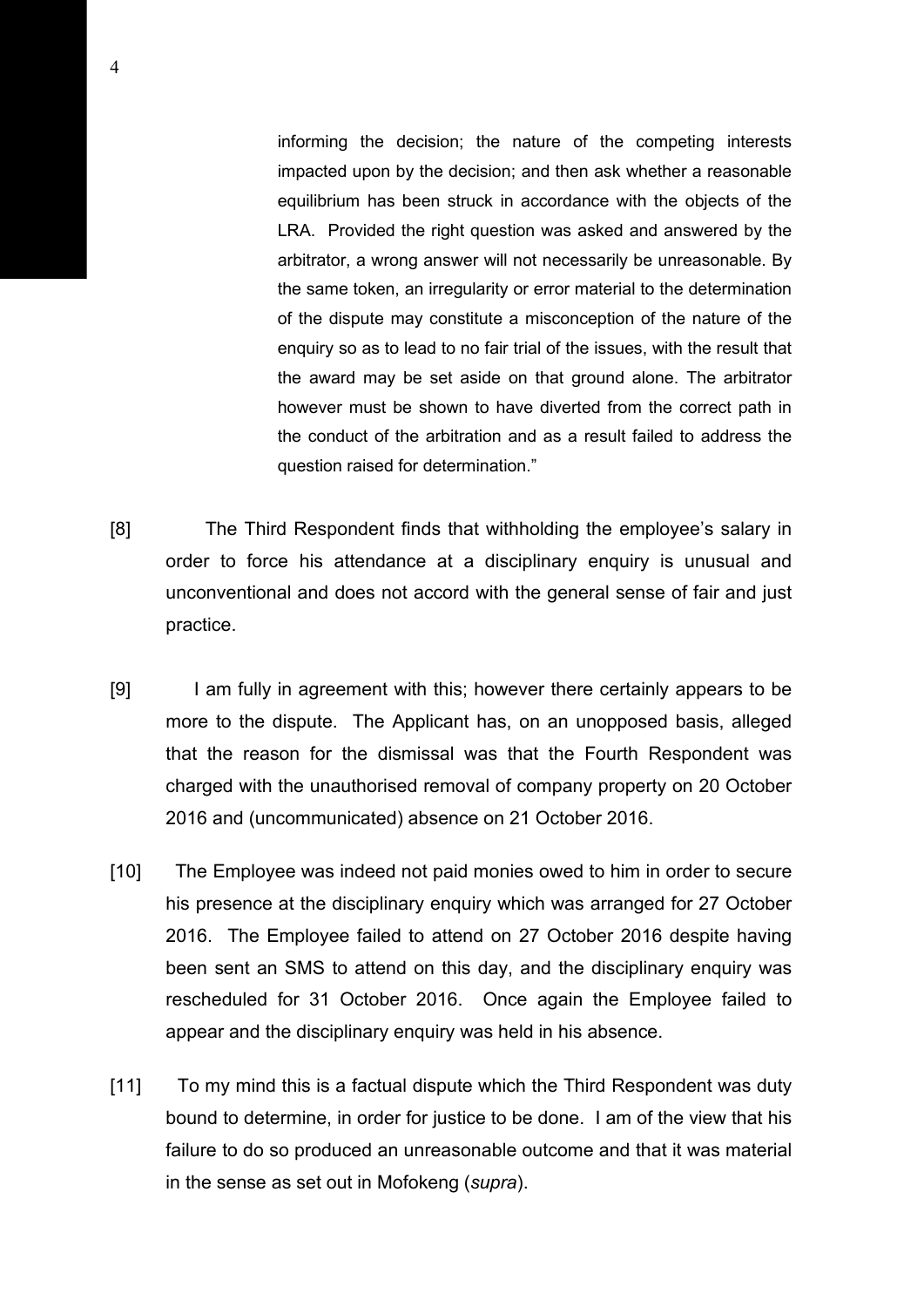> informing the decision; the nature of the competing interests impacted upon by the decision; and then ask whether a reasonable equilibrium has been struck in accordance with the objects of the LRA. Provided the right question was asked and answered by the arbitrator, a wrong answer will not necessarily be unreasonable. By the same token, an irregularity or error material to the determination of the dispute may constitute a misconception of the nature of the enquiry so as to lead to no fair trial of the issues, with the result that the award may be set aside on that ground alone. The arbitrator however must be shown to have diverted from the correct path in the conduct of the arbitration and as a result failed to address the question raised for determination."

[8] The Third Respondent finds that withholding the employee's salary in order to force his attendance at a disciplinary enquiry is unusual and unconventional and does not accord with the general sense of fair and just practice.

[9] I am fully in agreement with this; however there certainly appears to be more to the dispute. The Applicant has, on an unopposed basis, alleged that the reason for the dismissal was that the Fourth Respondent was charged with the unauthorised removal of company property on 20 October 2016 and (uncommunicated) absence on 21 October 2016.

[10] The Employee was indeed not paid monies owed to him in order to secure his presence at the disciplinary enquiry which was arranged for 27 October 2016. The Employee failed to attend on 27 October 2016 despite having been sent an SMS to attend on this day, and the disciplinary enquiry was rescheduled for 31 October 2016. Once again the Employee failed to appear and the disciplinary enquiry was held in his absence.

[11] To my mind this is a factual dispute which the Third Respondent was duty bound to determine, in order for justice to be done. I am of the view that his failure to do so produced an unreasonable outcome and that it was material in the sense as set out in Mofokeng (*supra*).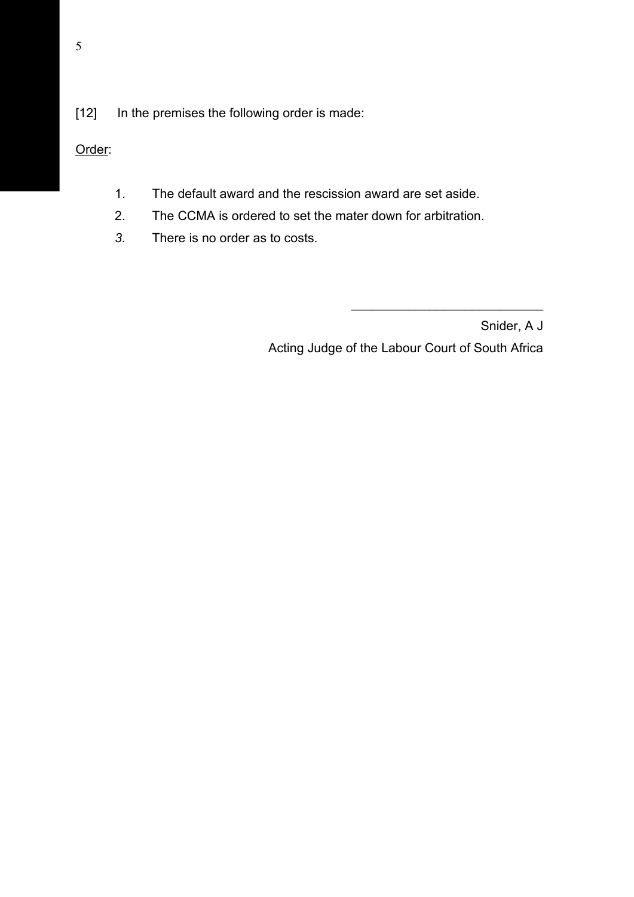[12] In the premises the following order is made:

<u>Order</u>:

1. The default award and the rescission award are set aside.
2. The CCMA is ordered to set the mater down for arbitration.
3. There is no order as to costs.

\_\_\_\_\_\_\_\_\_\_\_\_\_\_\_\_\_\_\_\_\_\_\_\_\_\_\_

Snider, A J

Acting Judge of the Labour Court of South Africa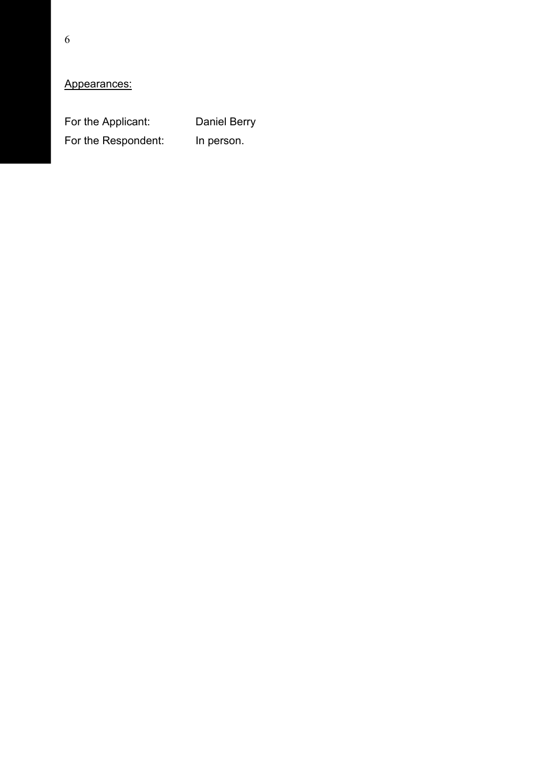Appearances:

| | |
|---|---|
| For the Applicant: | Daniel Berry |
| For the Respondent: | In person. |